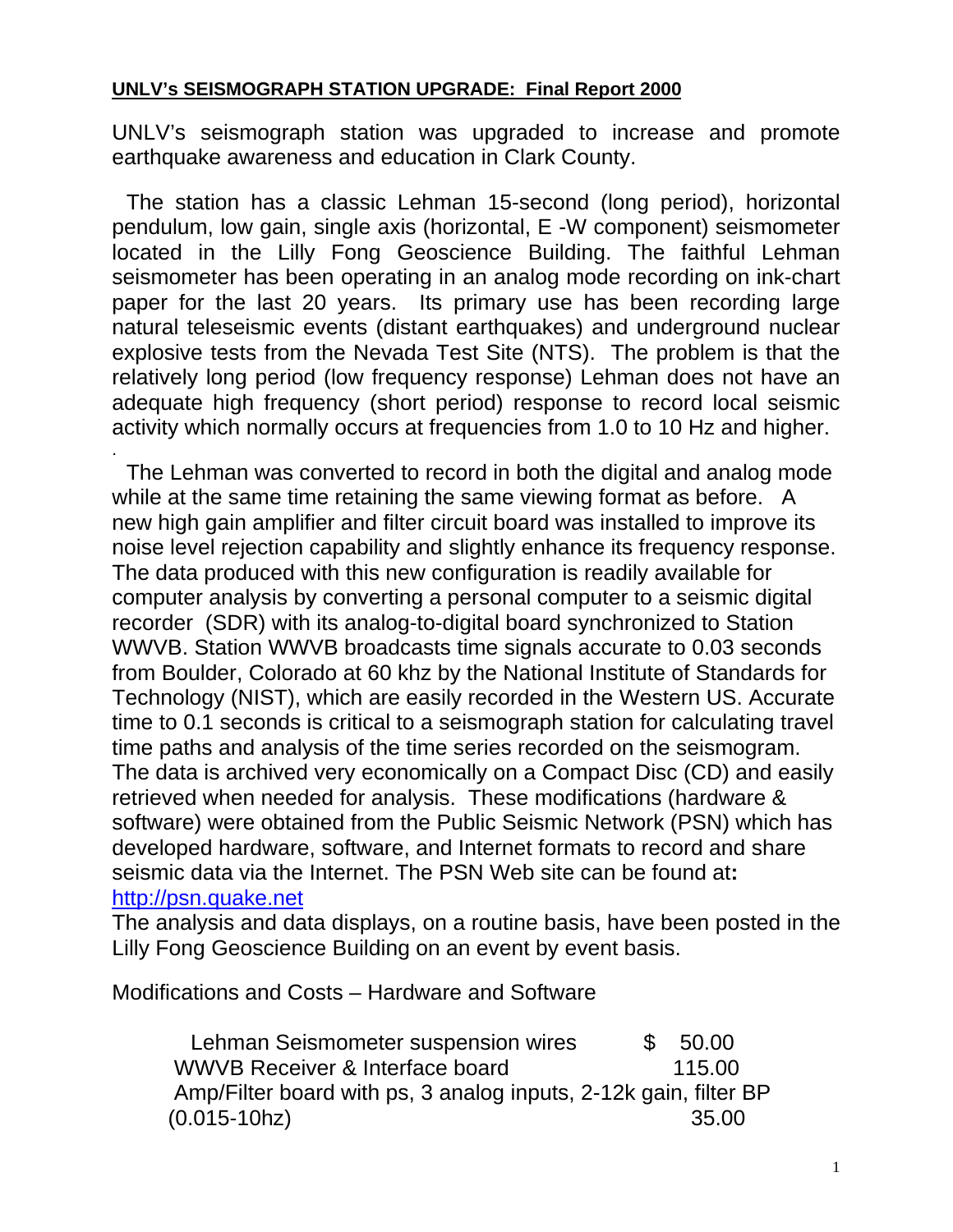**UNLV's SEISMOGRAPH STATION UPGRADE: Final Report 2000**

UNLV's seismograph station was upgraded to increase and promote earthquake awareness and education in Clark County.

The station has a classic Lehman 15-second (long period), horizontal pendulum, low gain, single axis (horizontal, E -W component) seismometer located in the Lilly Fong Geoscience Building. The faithful Lehman seismometer has been operating in an analog mode recording on ink-chart paper for the last 20 years. Its primary use has been recording large natural teleseismic events (distant earthquakes) and underground nuclear explosive tests from the Nevada Test Site (NTS). The problem is that the relatively long period (low frequency response) Lehman does not have an adequate high frequency (short period) response to record local seismic activity which normally occurs at frequencies from 1.0 to 10 Hz and higher.

The Lehman was converted to record in both the digital and analog mode while at the same time retaining the same viewing format as before. A new high gain amplifier and filter circuit board was installed to improve its noise level rejection capability and slightly enhance its frequency response. The data produced with this new configuration is readily available for computer analysis by converting a personal computer to a seismic digital recorder (SDR) with its analog-to-digital board synchronized to Station WWVB. Station WWVB broadcasts time signals accurate to 0.03 seconds from Boulder, Colorado at 60 khz by the National Institute of Standards for Technology (NIST), which are easily recorded in the Western US. Accurate time to 0.1 seconds is critical to a seismograph station for calculating travel time paths and analysis of the time series recorded on the seismogram. The data is archived very economically on a Compact Disc (CD) and easily retrieved when needed for analysis. These modifications (hardware & software) were obtained from the Public Seismic Network (PSN) which has developed hardware, software, and Internet formats to record and share seismic data via the Internet. The PSN Web site can be found at**:** [http://psn.quake.net](http://psn.quake.net)
The analysis and data displays, on a routine basis, have been posted in the Lilly Fong Geoscience Building on an event by event basis.

Modifications and Costs – Hardware and Software

| Item | Cost |
|---|---|
| Lehman Seismometer suspension wires | $ 50.00 |
| WWVB Receiver & Interface board | 115.00 |
| Amp/Filter board with ps, 3 analog inputs, 2-12k gain, filter BP (0.015-10hz) | 35.00 |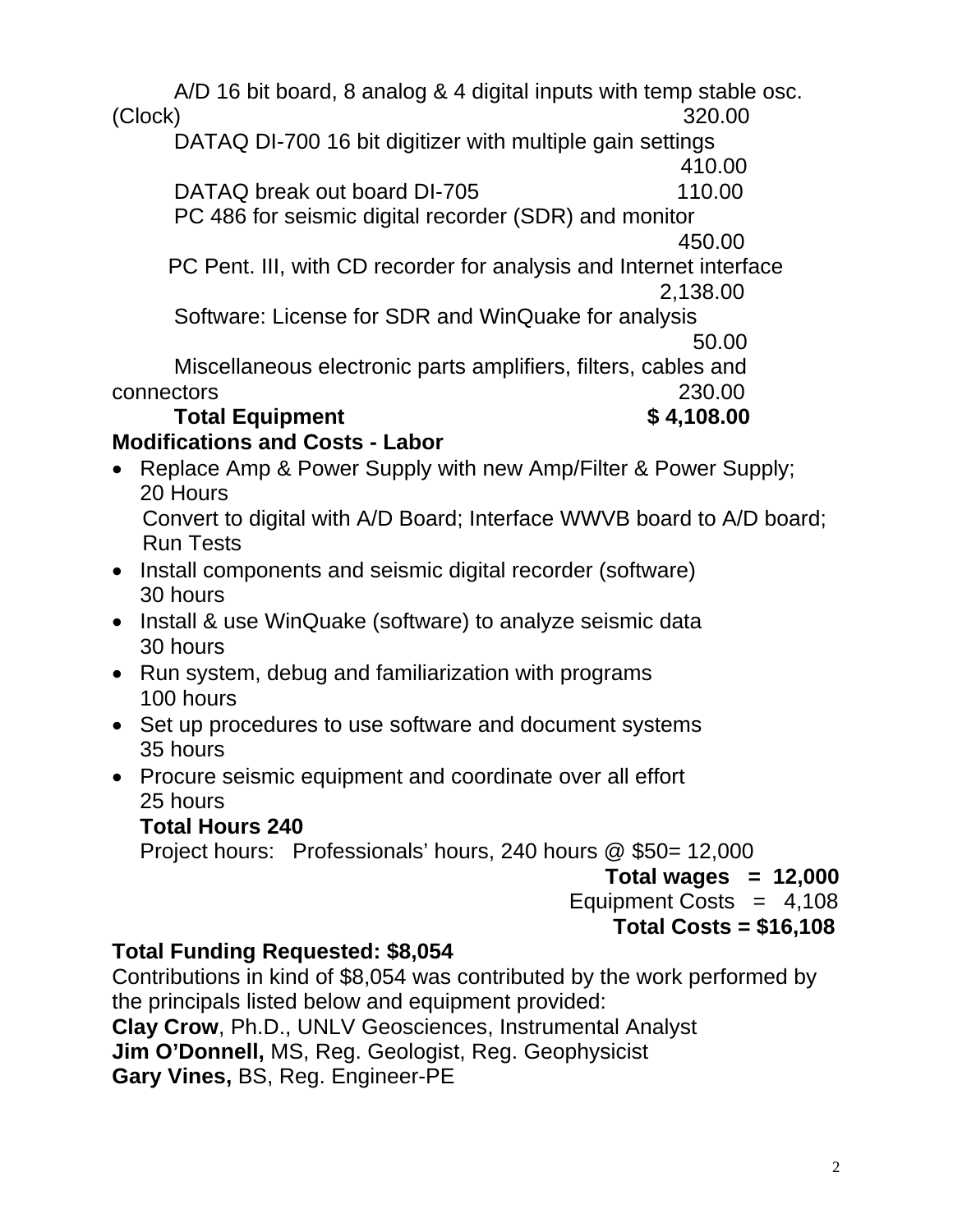A/D 16 bit board, 8 analog & 4 digital inputs with temp stable osc. (Clock) 320.00

DATAQ DI-700 16 bit digitizer with multiple gain settings 410.00

DATAQ break out board DI-705 110.00

PC 486 for seismic digital recorder (SDR) and monitor 450.00

PC Pent. III, with CD recorder for analysis and Internet interface 2,138.00

Software: License for SDR and WinQuake for analysis 50.00

Miscellaneous electronic parts amplifiers, filters, cables and connectors 230.00

**Total Equipment $ 4,108.00**

**Modifications and Costs - Labor**

- Replace Amp & Power Supply with new Amp/Filter & Power Supply; 20 Hours
  Convert to digital with A/D Board; Interface WWVB board to A/D board; Run Tests
- Install components and seismic digital recorder (software) 30 hours
- Install & use WinQuake (software) to analyze seismic data 30 hours
- Run system, debug and familiarization with programs 100 hours
- Set up procedures to use software and document systems 35 hours
- Procure seismic equipment and coordinate over all effort 25 hours

**Total Hours 240**

Project hours: Professionals' hours, 240 hours @ $50= 12,000

**Total wages = 12,000**

Equipment Costs = 4,108

**Total Costs = $16,108**

**Total Funding Requested: $8,054**

Contributions in kind of $8,054 was contributed by the work performed by the principals listed below and equipment provided:

**Clay Crow**, Ph.D., UNLV Geosciences, Instrumental Analyst

**Jim O'Donnell,** MS, Reg. Geologist, Reg. Geophysicist

**Gary Vines,** BS, Reg. Engineer-PE